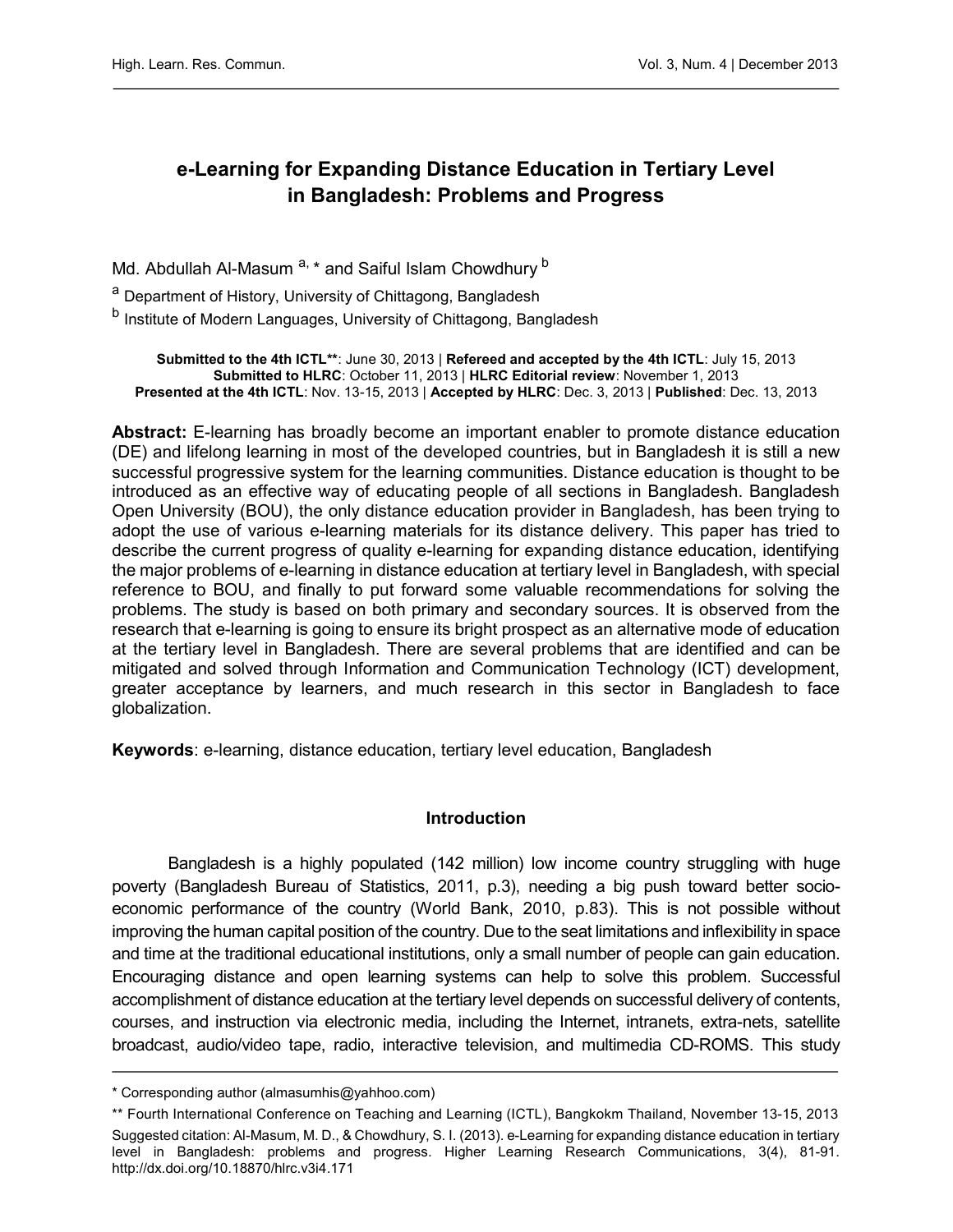# e-Learning for Expanding Distance Education in Tertiary Level in Bangladesh: Problems and Progress

Md. Abdullah Al-Masum [a, *] and Saiful Islam Chowdhury [b]

[a] Department of History, University of Chittagong, Bangladesh

[b] Institute of Modern Languages, University of Chittagong, Bangladesh

**Submitted to the 4th ICTL****: June 30, 2013 | **Refereed and accepted by the 4th ICTL**: July 15, 2013
**Submitted to HLRC**: October 11, 2013 | **HLRC Editorial review**: November 1, 2013
**Presented at the 4th ICTL**: Nov. 13-15, 2013 | **Accepted by HLRC**: Dec. 3, 2013 | **Published**: Dec. 13, 2013

**Abstract:** E-learning has broadly become an important enabler to promote distance education (DE) and lifelong learning in most of the developed countries, but in Bangladesh it is still a new successful progressive system for the learning communities. Distance education is thought to be introduced as an effective way of educating people of all sections in Bangladesh. Bangladesh Open University (BOU), the only distance education provider in Bangladesh, has been trying to adopt the use of various e-learning materials for its distance delivery. This paper has tried to describe the current progress of quality e-learning for expanding distance education, identifying the major problems of e-learning in distance education at tertiary level in Bangladesh, with special reference to BOU, and finally to put forward some valuable recommendations for solving the problems. The study is based on both primary and secondary sources. It is observed from the research that e-learning is going to ensure its bright prospect as an alternative mode of education at the tertiary level in Bangladesh. There are several problems that are identified and can be mitigated and solved through Information and Communication Technology (ICT) development, greater acceptance by learners, and much research in this sector in Bangladesh to face globalization.

**Keywords**: e-learning, distance education, tertiary level education, Bangladesh

## Introduction

Bangladesh is a highly populated (142 million) low income country struggling with huge poverty (Bangladesh Bureau of Statistics, 2011, p.3), needing a big push toward better socio-economic performance of the country (World Bank, 2010, p.83). This is not possible without improving the human capital position of the country. Due to the seat limitations and inflexibility in space and time at the traditional educational institutions, only a small number of people can gain education. Encouraging distance and open learning systems can help to solve this problem. Successful accomplishment of distance education at the tertiary level depends on successful delivery of contents, courses, and instruction via electronic media, including the Internet, intranets, extra-nets, satellite broadcast, audio/video tape, radio, interactive television, and multimedia CD-ROMS. This study

---

* Corresponding author (almasumhis@yahhoo.com)

** Fourth International Conference on Teaching and Learning (ICTL), Bangkokm Thailand, November 13-15, 2013

Suggested citation: Al-Masum, M. D., & Chowdhury, S. I. (2013). e-Learning for expanding distance education in tertiary level in Bangladesh: problems and progress. Higher Learning Research Communications, 3(4), 81-91. http://dx.doi.org/10.18870/hlrc.v3i4.171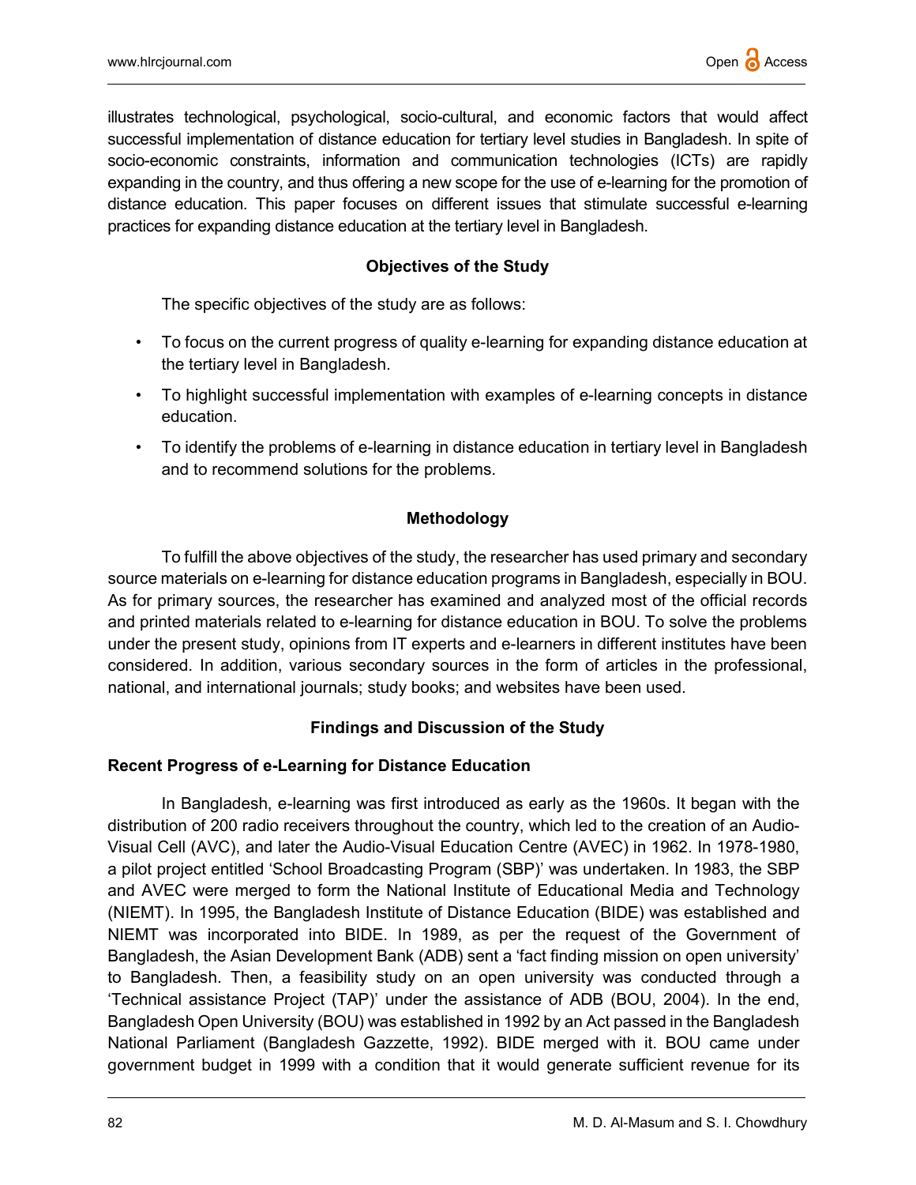illustrates technological, psychological, socio-cultural, and economic factors that would affect successful implementation of distance education for tertiary level studies in Bangladesh. In spite of socio-economic constraints, information and communication technologies (ICTs) are rapidly expanding in the country, and thus offering a new scope for the use of e-learning for the promotion of distance education. This paper focuses on different issues that stimulate successful e-learning practices for expanding distance education at the tertiary level in Bangladesh.

## Objectives of the Study

The specific objectives of the study are as follows:

- To focus on the current progress of quality e-learning for expanding distance education at the tertiary level in Bangladesh.
- To highlight successful implementation with examples of e-learning concepts in distance education.
- To identify the problems of e-learning in distance education in tertiary level in Bangladesh and to recommend solutions for the problems.

## Methodology

To fulfill the above objectives of the study, the researcher has used primary and secondary source materials on e-learning for distance education programs in Bangladesh, especially in BOU. As for primary sources, the researcher has examined and analyzed most of the official records and printed materials related to e-learning for distance education in BOU. To solve the problems under the present study, opinions from IT experts and e-learners in different institutes have been considered. In addition, various secondary sources in the form of articles in the professional, national, and international journals; study books; and websites have been used.

## Findings and Discussion of the Study

### Recent Progress of e-Learning for Distance Education

In Bangladesh, e-learning was first introduced as early as the 1960s. It began with the distribution of 200 radio receivers throughout the country, which led to the creation of an Audio-Visual Cell (AVC), and later the Audio-Visual Education Centre (AVEC) in 1962. In 1978-1980, a pilot project entitled 'School Broadcasting Program (SBP)' was undertaken. In 1983, the SBP and AVEC were merged to form the National Institute of Educational Media and Technology (NIEMT). In 1995, the Bangladesh Institute of Distance Education (BIDE) was established and NIEMT was incorporated into BIDE. In 1989, as per the request of the Government of Bangladesh, the Asian Development Bank (ADB) sent a 'fact finding mission on open university' to Bangladesh. Then, a feasibility study on an open university was conducted through a 'Technical assistance Project (TAP)' under the assistance of ADB (BOU, 2004). In the end, Bangladesh Open University (BOU) was established in 1992 by an Act passed in the Bangladesh National Parliament (Bangladesh Gazzette, 1992). BIDE merged with it. BOU came under government budget in 1999 with a condition that it would generate sufficient revenue for its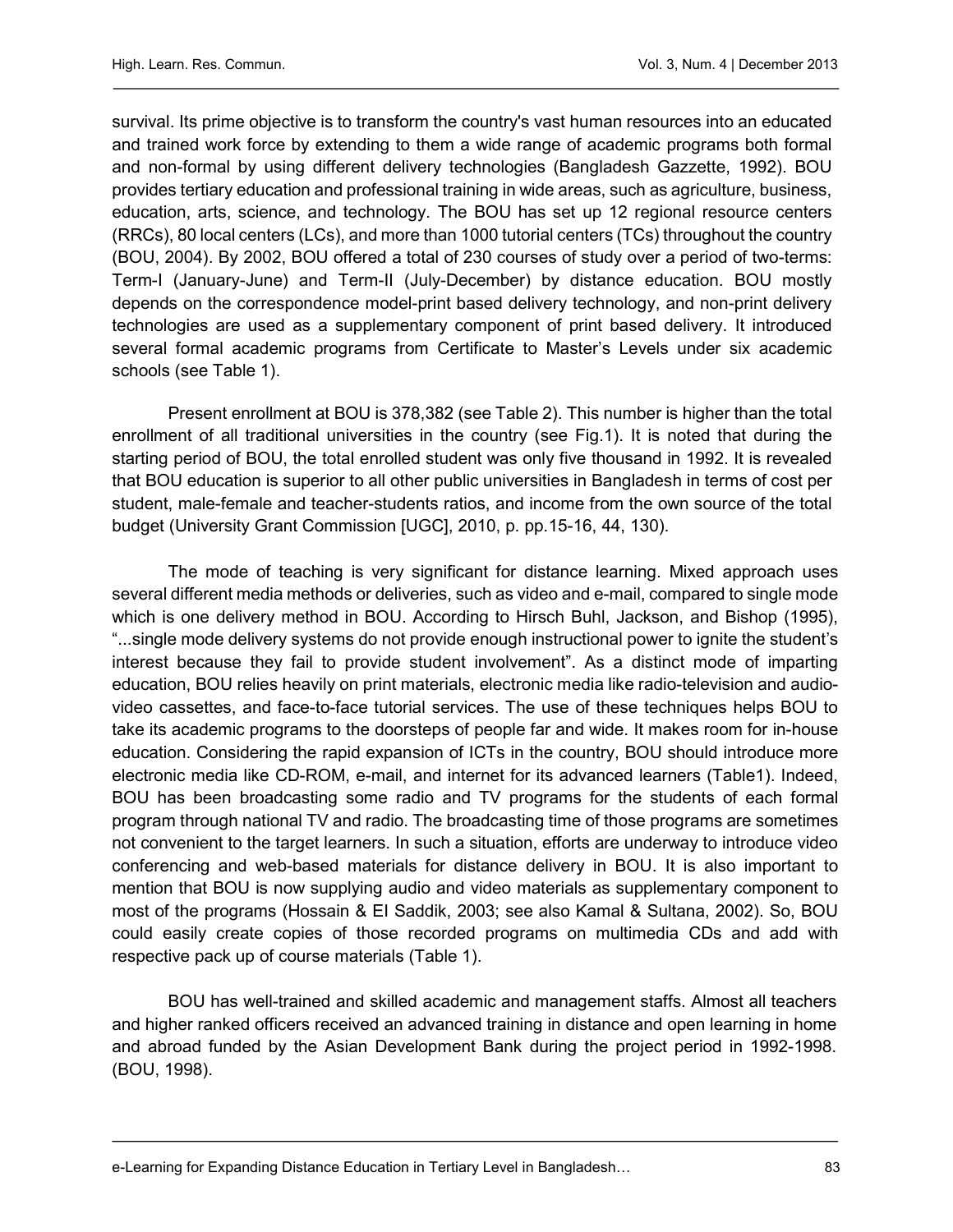survival. Its prime objective is to transform the country's vast human resources into an educated and trained work force by extending to them a wide range of academic programs both formal and non-formal by using different delivery technologies (Bangladesh Gazzette, 1992). BOU provides tertiary education and professional training in wide areas, such as agriculture, business, education, arts, science, and technology. The BOU has set up 12 regional resource centers (RRCs), 80 local centers (LCs), and more than 1000 tutorial centers (TCs) throughout the country (BOU, 2004). By 2002, BOU offered a total of 230 courses of study over a period of two-terms: Term-I (January-June) and Term-II (July-December) by distance education. BOU mostly depends on the correspondence model-print based delivery technology, and non-print delivery technologies are used as a supplementary component of print based delivery. It introduced several formal academic programs from Certificate to Master's Levels under six academic schools (see Table 1).

Present enrollment at BOU is 378,382 (see Table 2). This number is higher than the total enrollment of all traditional universities in the country (see Fig.1). It is noted that during the starting period of BOU, the total enrolled student was only five thousand in 1992. It is revealed that BOU education is superior to all other public universities in Bangladesh in terms of cost per student, male-female and teacher-students ratios, and income from the own source of the total budget (University Grant Commission [UGC], 2010, p. pp.15-16, 44, 130).

The mode of teaching is very significant for distance learning. Mixed approach uses several different media methods or deliveries, such as video and e-mail, compared to single mode which is one delivery method in BOU. According to Hirsch Buhl, Jackson, and Bishop (1995), "...single mode delivery systems do not provide enough instructional power to ignite the student's interest because they fail to provide student involvement". As a distinct mode of imparting education, BOU relies heavily on print materials, electronic media like radio-television and audio-video cassettes, and face-to-face tutorial services. The use of these techniques helps BOU to take its academic programs to the doorsteps of people far and wide. It makes room for in-house education. Considering the rapid expansion of ICTs in the country, BOU should introduce more electronic media like CD-ROM, e-mail, and internet for its advanced learners (Table1). Indeed, BOU has been broadcasting some radio and TV programs for the students of each formal program through national TV and radio. The broadcasting time of those programs are sometimes not convenient to the target learners. In such a situation, efforts are underway to introduce video conferencing and web-based materials for distance delivery in BOU. It is also important to mention that BOU is now supplying audio and video materials as supplementary component to most of the programs (Hossain & El Saddik, 2003; see also Kamal & Sultana, 2002). So, BOU could easily create copies of those recorded programs on multimedia CDs and add with respective pack up of course materials (Table 1).

BOU has well-trained and skilled academic and management staffs. Almost all teachers and higher ranked officers received an advanced training in distance and open learning in home and abroad funded by the Asian Development Bank during the project period in 1992-1998. (BOU, 1998).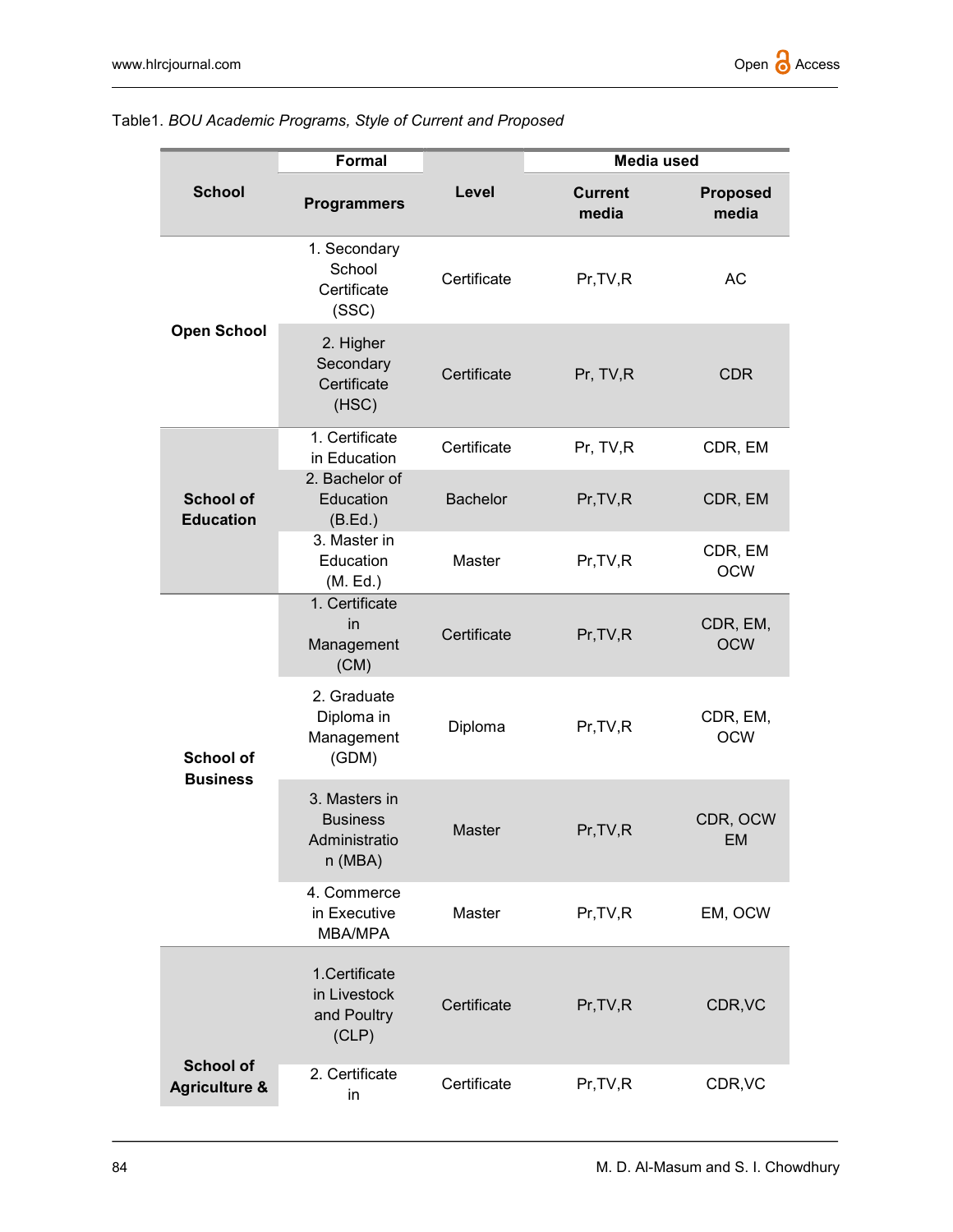Table1. *BOU Academic Programs, Style of Current and Proposed*

| School | Formal Programmers | Level | Media used | |
|---|---|---|---|---|
| | | | Current media | Proposed media |
| Open School | 1. Secondary School Certificate (SSC) | Certificate | Pr,TV,R | AC |
| | 2. Higher Secondary Certificate (HSC) | Certificate | Pr, TV,R | CDR |
| School of Education | 1. Certificate in Education | Certificate | Pr, TV,R | CDR, EM |
| | 2. Bachelor of Education (B.Ed.) | Bachelor | Pr,TV,R | CDR, EM |
| | 3. Master in Education (M. Ed.) | Master | Pr,TV,R | CDR, EM OCW |
| School of Business | 1. Certificate in Management (CM) | Certificate | Pr,TV,R | CDR, EM, OCW |
| | 2. Graduate Diploma in Management (GDM) | Diploma | Pr,TV,R | CDR, EM, OCW |
| | 3. Masters in Business Administration (MBA) | Master | Pr,TV,R | CDR, OCW EM |
| | 4. Commerce in Executive MBA/MPA | Master | Pr,TV,R | EM, OCW |
| School of Agriculture & | 1.Certificate in Livestock and Poultry (CLP) | Certificate | Pr,TV,R | CDR,VC |
| | 2. Certificate in | Certificate | Pr,TV,R | CDR,VC |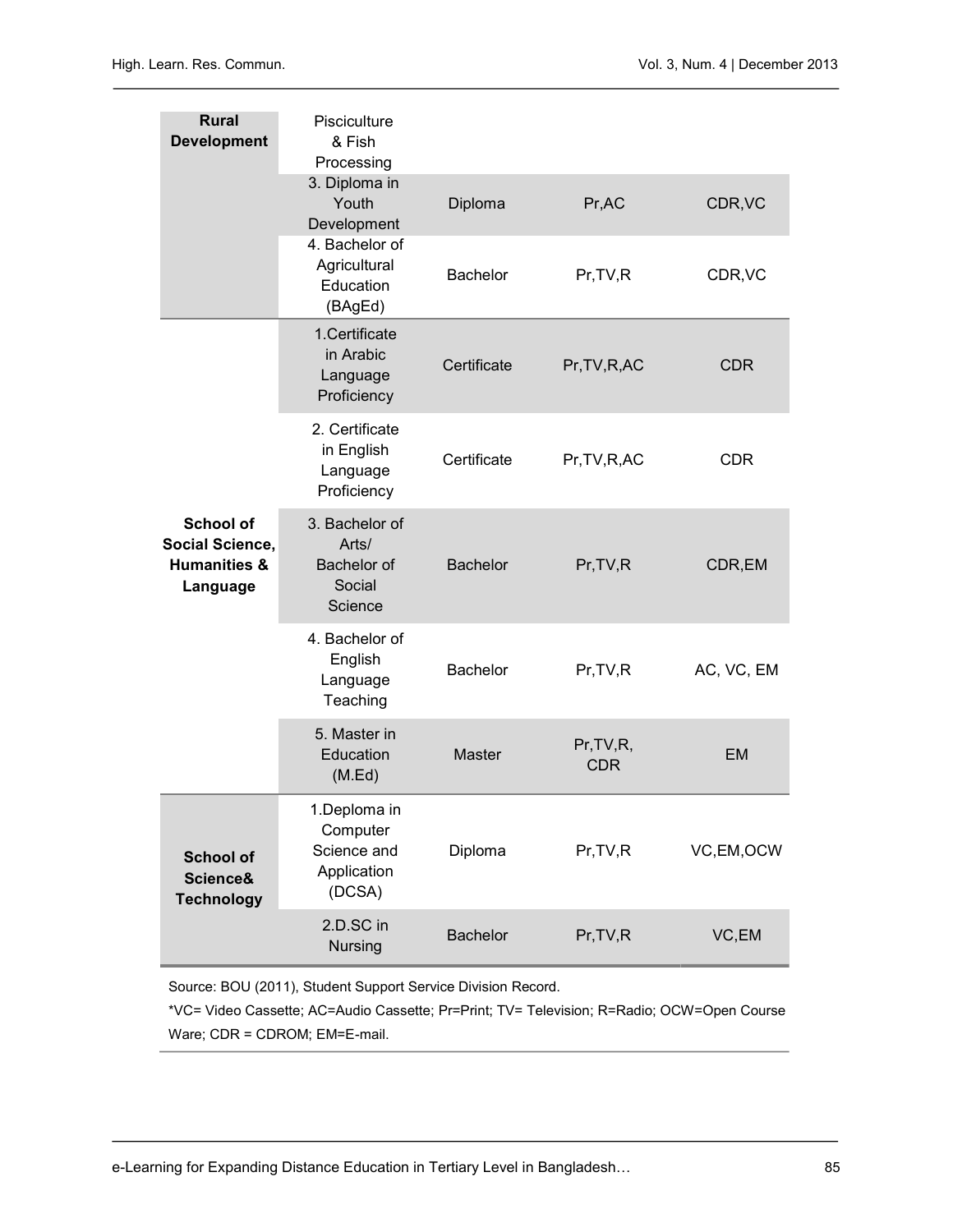| | | | | |
|---|---|---|---|---|
| **Rural Development** | Pisciculture & Fish Processing | | | |
| | 3. Diploma in Youth Development | Diploma | Pr,AC | CDR,VC |
| | 4. Bachelor of Agricultural Education (BAgEd) | Bachelor | Pr,TV,R | CDR,VC |
| **School of Social Science, Humanities & Language** | 1.Certificate in Arabic Language Proficiency | Certificate | Pr,TV,R,AC | CDR |
| | 2. Certificate in English Language Proficiency | Certificate | Pr,TV,R,AC | CDR |
| | 3. Bachelor of Arts/ Bachelor of Social Science | Bachelor | Pr,TV,R | CDR,EM |
| | 4. Bachelor of English Language Teaching | Bachelor | Pr,TV,R | AC, VC, EM |
| | 5. Master in Education (M.Ed) | Master | Pr,TV,R, CDR | EM |
| **School of Science& Technology** | 1.Deploma in Computer Science and Application (DCSA) | Diploma | Pr,TV,R | VC,EM,OCW |
| | 2.D.SC in Nursing | Bachelor | Pr,TV,R | VC,EM |

Source: BOU (2011), Student Support Service Division Record.

*VC= Video Cassette; AC=Audio Cassette; Pr=Print; TV= Television; R=Radio; OCW=Open Course Ware; CDR = CDROM; EM=E-mail.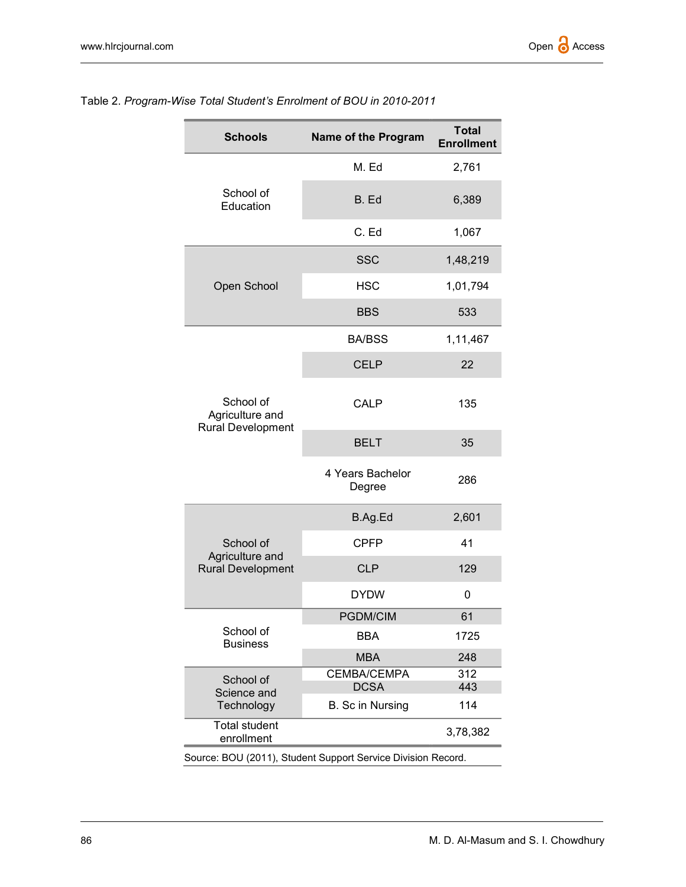Table 2. *Program-Wise Total Student's Enrolment of BOU in 2010-2011*

| Schools | Name of the Program | Total Enrollment |
|---|---|---|
| School of Education | M. Ed | 2,761 |
| | B. Ed | 6,389 |
| | C. Ed | 1,067 |
| Open School | SSC | 1,48,219 |
| | HSC | 1,01,794 |
| | BBS | 533 |
| School of Agriculture and Rural Development | BA/BSS | 1,11,467 |
| | CELP | 22 |
| | CALP | 135 |
| | BELT | 35 |
| | 4 Years Bachelor Degree | 286 |
| School of Agriculture and Rural Development | B.Ag.Ed | 2,601 |
| | CPFP | 41 |
| | CLP | 129 |
| | DYDW | 0 |
| School of Business | PGDM/CIM | 61 |
| | BBA | 1725 |
| | MBA | 248 |
| School of Science and Technology | CEMBA/CEMPA | 312 |
| | DCSA | 443 |
| | B. Sc in Nursing | 114 |
| Total student enrollment | | 3,78,382 |

Source: BOU (2011), Student Support Service Division Record.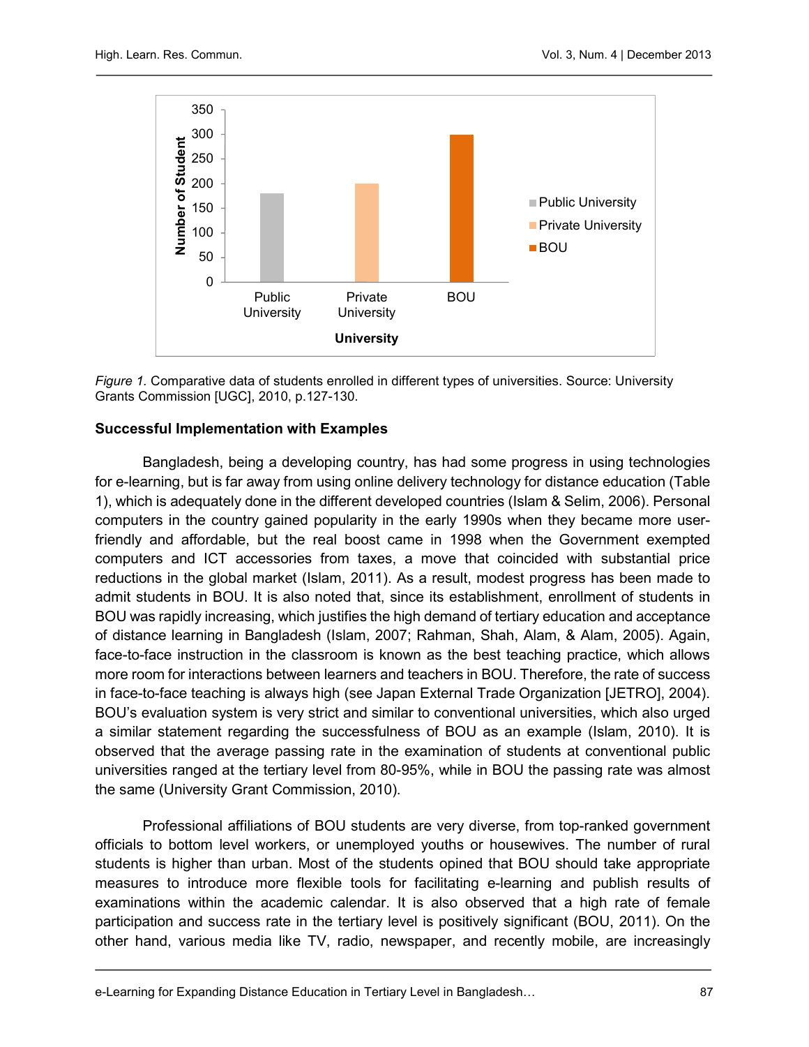*Figure 1.* Comparative data of students enrolled in different types of universities. Source: University Grants Commission [UGC], 2010, p.127-130.

**Successful Implementation with Examples**

Bangladesh, being a developing country, has had some progress in using technologies for e-learning, but is far away from using online delivery technology for distance education (Table 1), which is adequately done in the different developed countries (Islam & Selim, 2006). Personal computers in the country gained popularity in the early 1990s when they became more user-friendly and affordable, but the real boost came in 1998 when the Government exempted computers and ICT accessories from taxes, a move that coincided with substantial price reductions in the global market (Islam, 2011). As a result, modest progress has been made to admit students in BOU. It is also noted that, since its establishment, enrollment of students in BOU was rapidly increasing, which justifies the high demand of tertiary education and acceptance of distance learning in Bangladesh (Islam, 2007; Rahman, Shah, Alam, & Alam, 2005). Again, face-to-face instruction in the classroom is known as the best teaching practice, which allows more room for interactions between learners and teachers in BOU. Therefore, the rate of success in face-to-face teaching is always high (see Japan External Trade Organization [JETRO], 2004). BOU's evaluation system is very strict and similar to conventional universities, which also urged a similar statement regarding the successfulness of BOU as an example (Islam, 2010). It is observed that the average passing rate in the examination of students at conventional public universities ranged at the tertiary level from 80-95%, while in BOU the passing rate was almost the same (University Grant Commission, 2010).

Professional affiliations of BOU students are very diverse, from top-ranked government officials to bottom level workers, or unemployed youths or housewives. The number of rural students is higher than urban. Most of the students opined that BOU should take appropriate measures to introduce more flexible tools for facilitating e-learning and publish results of examinations within the academic calendar. It is also observed that a high rate of female participation and success rate in the tertiary level is positively significant (BOU, 2011). On the other hand, various media like TV, radio, newspaper, and recently mobile, are increasingly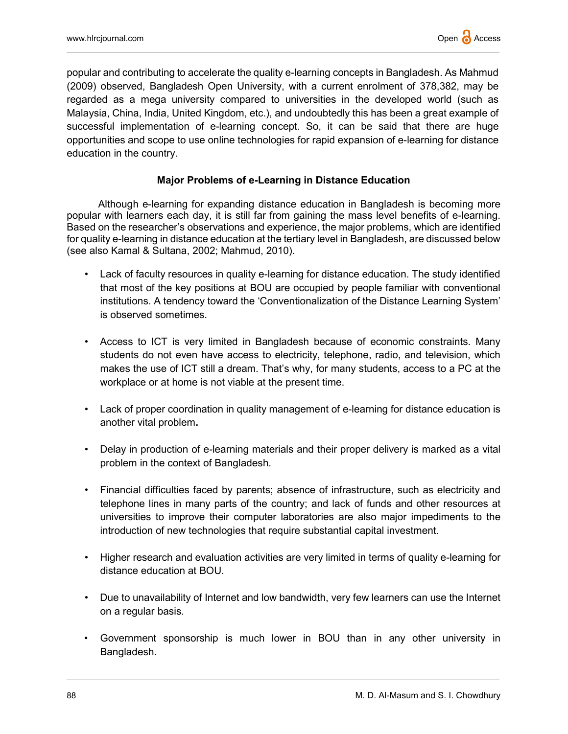popular and contributing to accelerate the quality e-learning concepts in Bangladesh. As Mahmud (2009) observed, Bangladesh Open University, with a current enrolment of 378,382, may be regarded as a mega university compared to universities in the developed world (such as Malaysia, China, India, United Kingdom, etc.), and undoubtedly this has been a great example of successful implementation of e-learning concept. So, it can be said that there are huge opportunities and scope to use online technologies for rapid expansion of e-learning for distance education in the country.

## Major Problems of e-Learning in Distance Education

Although e-learning for expanding distance education in Bangladesh is becoming more popular with learners each day, it is still far from gaining the mass level benefits of e-learning. Based on the researcher's observations and experience, the major problems, which are identified for quality e-learning in distance education at the tertiary level in Bangladesh, are discussed below (see also Kamal & Sultana, 2002; Mahmud, 2010).

- Lack of faculty resources in quality e-learning for distance education. The study identified that most of the key positions at BOU are occupied by people familiar with conventional institutions. A tendency toward the 'Conventionalization of the Distance Learning System' is observed sometimes.
- Access to ICT is very limited in Bangladesh because of economic constraints. Many students do not even have access to electricity, telephone, radio, and television, which makes the use of ICT still a dream. That's why, for many students, access to a PC at the workplace or at home is not viable at the present time.
- Lack of proper coordination in quality management of e-learning for distance education is another vital problem**.**
- Delay in production of e-learning materials and their proper delivery is marked as a vital problem in the context of Bangladesh.
- Financial difficulties faced by parents; absence of infrastructure, such as electricity and telephone lines in many parts of the country; and lack of funds and other resources at universities to improve their computer laboratories are also major impediments to the introduction of new technologies that require substantial capital investment.
- Higher research and evaluation activities are very limited in terms of quality e-learning for distance education at BOU.
- Due to unavailability of Internet and low bandwidth, very few learners can use the Internet on a regular basis.
- Government sponsorship is much lower in BOU than in any other university in Bangladesh.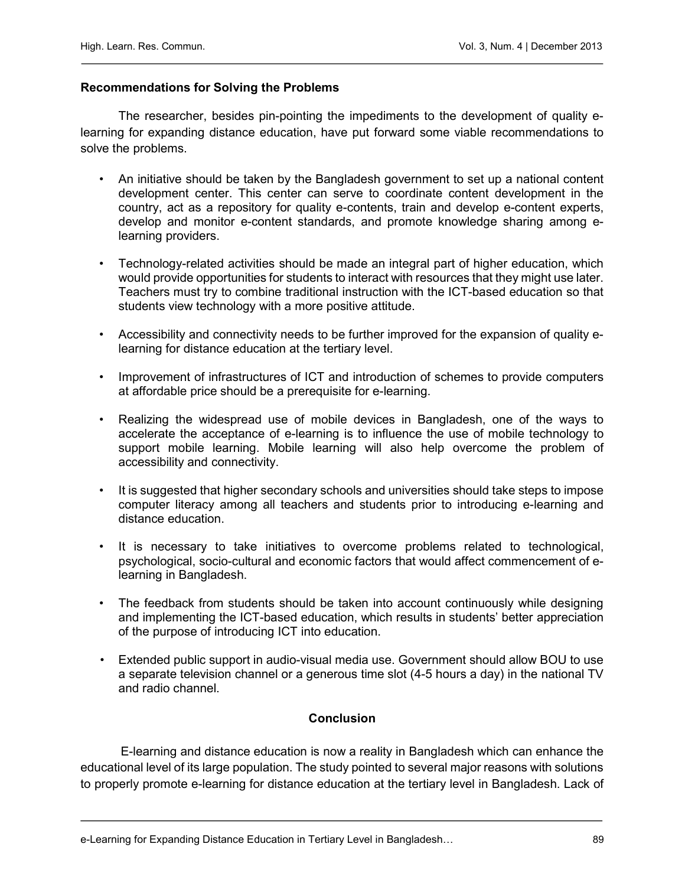### Recommendations for Solving the Problems

The researcher, besides pin-pointing the impediments to the development of quality e-learning for expanding distance education, have put forward some viable recommendations to solve the problems.

- An initiative should be taken by the Bangladesh government to set up a national content development center. This center can serve to coordinate content development in the country, act as a repository for quality e-contents, train and develop e-content experts, develop and monitor e-content standards, and promote knowledge sharing among e-learning providers.
- Technology-related activities should be made an integral part of higher education, which would provide opportunities for students to interact with resources that they might use later. Teachers must try to combine traditional instruction with the ICT-based education so that students view technology with a more positive attitude.
- Accessibility and connectivity needs to be further improved for the expansion of quality e-learning for distance education at the tertiary level.
- Improvement of infrastructures of ICT and introduction of schemes to provide computers at affordable price should be a prerequisite for e-learning.
- Realizing the widespread use of mobile devices in Bangladesh, one of the ways to accelerate the acceptance of e-learning is to influence the use of mobile technology to support mobile learning. Mobile learning will also help overcome the problem of accessibility and connectivity.
- It is suggested that higher secondary schools and universities should take steps to impose computer literacy among all teachers and students prior to introducing e-learning and distance education.
- It is necessary to take initiatives to overcome problems related to technological, psychological, socio-cultural and economic factors that would affect commencement of e-learning in Bangladesh.
- The feedback from students should be taken into account continuously while designing and implementing the ICT-based education, which results in students' better appreciation of the purpose of introducing ICT into education.
- Extended public support in audio-visual media use. Government should allow BOU to use a separate television channel or a generous time slot (4-5 hours a day) in the national TV and radio channel.

## Conclusion

E-learning and distance education is now a reality in Bangladesh which can enhance the educational level of its large population. The study pointed to several major reasons with solutions to properly promote e-learning for distance education at the tertiary level in Bangladesh. Lack of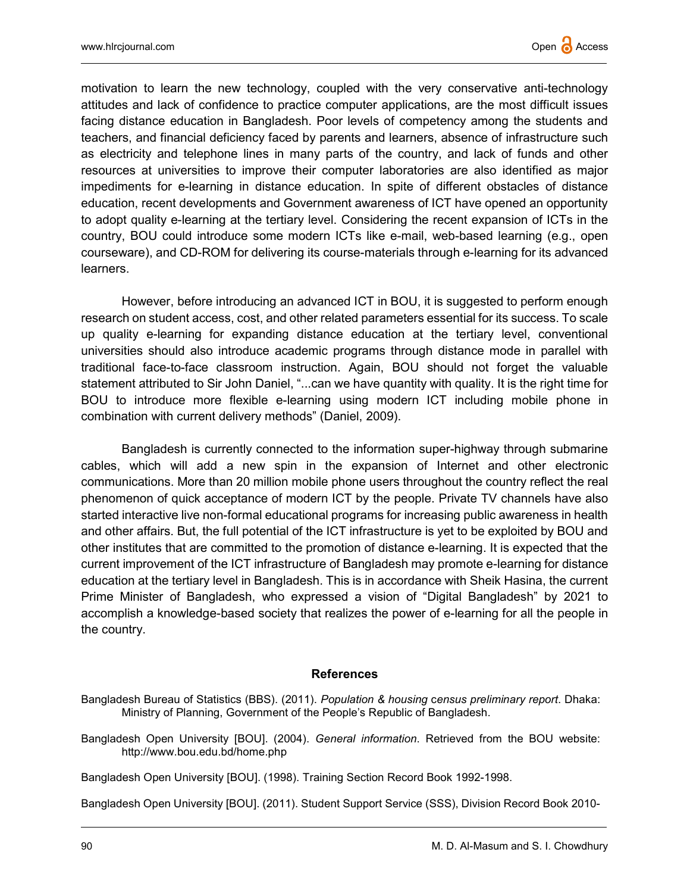motivation to learn the new technology, coupled with the very conservative anti-technology attitudes and lack of confidence to practice computer applications, are the most difficult issues facing distance education in Bangladesh. Poor levels of competency among the students and teachers, and financial deficiency faced by parents and learners, absence of infrastructure such as electricity and telephone lines in many parts of the country, and lack of funds and other resources at universities to improve their computer laboratories are also identified as major impediments for e-learning in distance education. In spite of different obstacles of distance education, recent developments and Government awareness of ICT have opened an opportunity to adopt quality e-learning at the tertiary level. Considering the recent expansion of ICTs in the country, BOU could introduce some modern ICTs like e-mail, web-based learning (e.g., open courseware), and CD-ROM for delivering its course-materials through e-learning for its advanced learners.

However, before introducing an advanced ICT in BOU, it is suggested to perform enough research on student access, cost, and other related parameters essential for its success. To scale up quality e-learning for expanding distance education at the tertiary level, conventional universities should also introduce academic programs through distance mode in parallel with traditional face-to-face classroom instruction. Again, BOU should not forget the valuable statement attributed to Sir John Daniel, "...can we have quantity with quality. It is the right time for BOU to introduce more flexible e-learning using modern ICT including mobile phone in combination with current delivery methods" (Daniel, 2009).

Bangladesh is currently connected to the information super-highway through submarine cables, which will add a new spin in the expansion of Internet and other electronic communications. More than 20 million mobile phone users throughout the country reflect the real phenomenon of quick acceptance of modern ICT by the people. Private TV channels have also started interactive live non-formal educational programs for increasing public awareness in health and other affairs. But, the full potential of the ICT infrastructure is yet to be exploited by BOU and other institutes that are committed to the promotion of distance e-learning. It is expected that the current improvement of the ICT infrastructure of Bangladesh may promote e-learning for distance education at the tertiary level in Bangladesh. This is in accordance with Sheik Hasina, the current Prime Minister of Bangladesh, who expressed a vision of "Digital Bangladesh" by 2021 to accomplish a knowledge-based society that realizes the power of e-learning for all the people in the country.

## References

Bangladesh Bureau of Statistics (BBS). (2011). *Population & housing census preliminary report*. Dhaka: Ministry of Planning, Government of the People's Republic of Bangladesh.

Bangladesh Open University [BOU]. (2004). *General information*. Retrieved from the BOU website: http://www.bou.edu.bd/home.php

Bangladesh Open University [BOU]. (1998). Training Section Record Book 1992-1998.

Bangladesh Open University [BOU]. (2011). Student Support Service (SSS), Division Record Book 2010-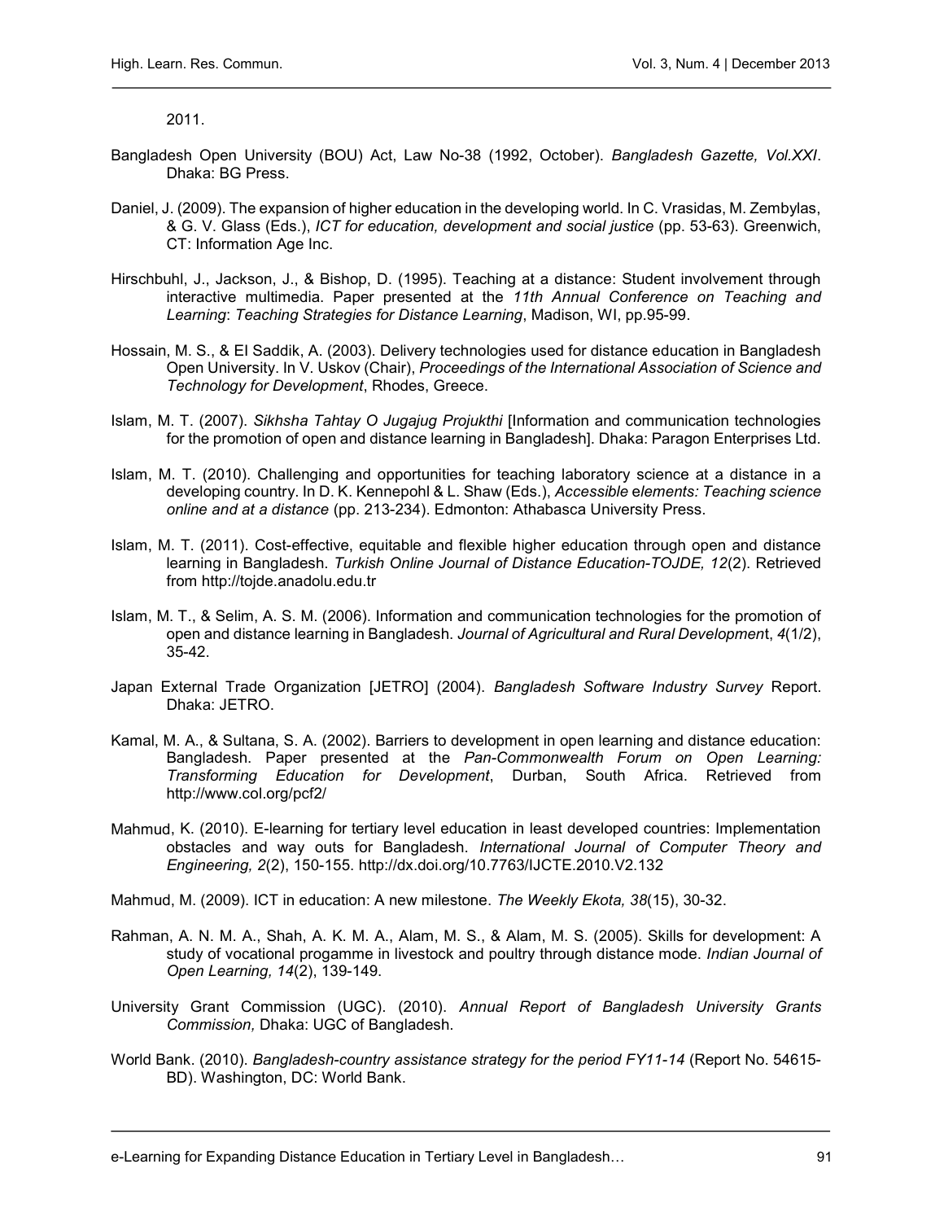2011.

Bangladesh Open University (BOU) Act, Law No-38 (1992, October). *Bangladesh Gazette, Vol.XXI*. Dhaka: BG Press.

Daniel, J. (2009). The expansion of higher education in the developing world. In C. Vrasidas, M. Zembylas, & G. V. Glass (Eds.), *ICT for education, development and social justice* (pp. 53-63). Greenwich, CT: Information Age Inc.

Hirschbuhl, J., Jackson, J., & Bishop, D. (1995). Teaching at a distance: Student involvement through interactive multimedia. Paper presented at the *11th Annual Conference on Teaching and Learning*: *Teaching Strategies for Distance Learning*, Madison, WI, pp.95-99.

Hossain, M. S., & El Saddik, A. (2003). Delivery technologies used for distance education in Bangladesh Open University. In V. Uskov (Chair), *Proceedings of the International Association of Science and Technology for Development*, Rhodes, Greece.

Islam, M. T. (2007). *Sikhsha Tahtay O Jugajug Projukthi* [Information and communication technologies for the promotion of open and distance learning in Bangladesh]. Dhaka: Paragon Enterprises Ltd.

Islam, M. T. (2010). Challenging and opportunities for teaching laboratory science at a distance in a developing country. In D. K. Kennepohl & L. Shaw (Eds.), *Accessible elements: Teaching science online and at a distance* (pp. 213-234). Edmonton: Athabasca University Press.

Islam, M. T. (2011). Cost-effective, equitable and flexible higher education through open and distance learning in Bangladesh. *Turkish Online Journal of Distance Education-TOJDE, 12*(2). Retrieved from http://tojde.anadolu.edu.tr

Islam, M. T., & Selim, A. S. M. (2006). Information and communication technologies for the promotion of open and distance learning in Bangladesh. *Journal of Agricultural and Rural Development*, *4*(1/2), 35-42.

Japan External Trade Organization [JETRO] (2004). *Bangladesh Software Industry Survey* Report. Dhaka: JETRO.

Kamal, M. A., & Sultana, S. A. (2002). Barriers to development in open learning and distance education: Bangladesh. Paper presented at the *Pan-Commonwealth Forum on Open Learning: Transforming Education for Development*, Durban, South Africa. Retrieved from http://www.col.org/pcf2/

Mahmud, K. (2010). E-learning for tertiary level education in least developed countries: Implementation obstacles and way outs for Bangladesh. *International Journal of Computer Theory and Engineering, 2*(2), 150-155. http://dx.doi.org/10.7763/IJCTE.2010.V2.132

Mahmud, M. (2009). ICT in education: A new milestone. *The Weekly Ekota, 38*(15), 30-32.

Rahman, A. N. M. A., Shah, A. K. M. A., Alam, M. S., & Alam, M. S. (2005). Skills for development: A study of vocational progamme in livestock and poultry through distance mode. *Indian Journal of Open Learning, 14*(2), 139-149.

University Grant Commission (UGC). (2010). *Annual Report of Bangladesh University Grants Commission,* Dhaka: UGC of Bangladesh.

World Bank. (2010). *Bangladesh-country assistance strategy for the period FY11-14* (Report No. 54615-BD). Washington, DC: World Bank.